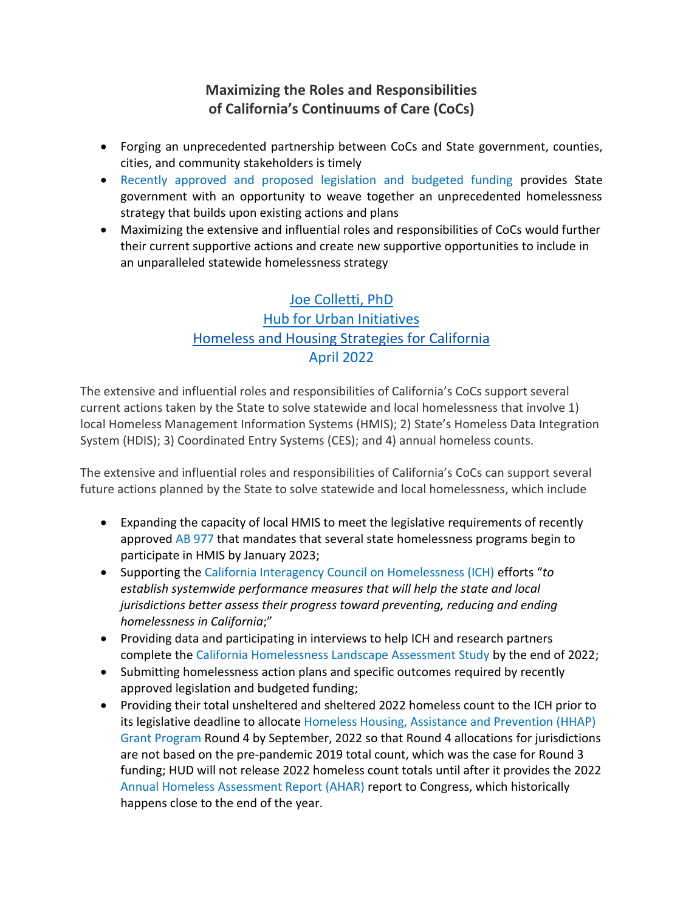# Maximizing the Roles and Responsibilities of California's Continuums of Care (CoCs)

- Forging an unprecedented partnership between CoCs and State government, counties, cities, and community stakeholders is timely
- Recently approved and proposed legislation and budgeted funding provides State government with an opportunity to weave together an unprecedented homelessness strategy that builds upon existing actions and plans
- Maximizing the extensive and influential roles and responsibilities of CoCs would further their current supportive actions and create new supportive opportunities to include in an unparalleled statewide homelessness strategy

Joe Colletti, PhD
Hub for Urban Initiatives
Homeless and Housing Strategies for California
April 2022

The extensive and influential roles and responsibilities of California's CoCs support several current actions taken by the State to solve statewide and local homelessness that involve 1) local Homeless Management Information Systems (HMIS); 2) State's Homeless Data Integration System (HDIS); 3) Coordinated Entry Systems (CES); and 4) annual homeless counts.

The extensive and influential roles and responsibilities of California's CoCs can support several future actions planned by the State to solve statewide and local homelessness, which include

- Expanding the capacity of local HMIS to meet the legislative requirements of recently approved AB 977 that mandates that several state homelessness programs begin to participate in HMIS by January 2023;
- Supporting the California Interagency Council on Homelessness (ICH) efforts "*to establish systemwide performance measures that will help the state and local jurisdictions better assess their progress toward preventing, reducing and ending homelessness in California*;"
- Providing data and participating in interviews to help ICH and research partners complete the California Homelessness Landscape Assessment Study by the end of 2022;
- Submitting homelessness action plans and specific outcomes required by recently approved legislation and budgeted funding;
- Providing their total unsheltered and sheltered 2022 homeless count to the ICH prior to its legislative deadline to allocate Homeless Housing, Assistance and Prevention (HHAP) Grant Program Round 4 by September, 2022 so that Round 4 allocations for jurisdictions are not based on the pre-pandemic 2019 total count, which was the case for Round 3 funding; HUD will not release 2022 homeless count totals until after it provides the 2022 Annual Homeless Assessment Report (AHAR) report to Congress, which historically happens close to the end of the year.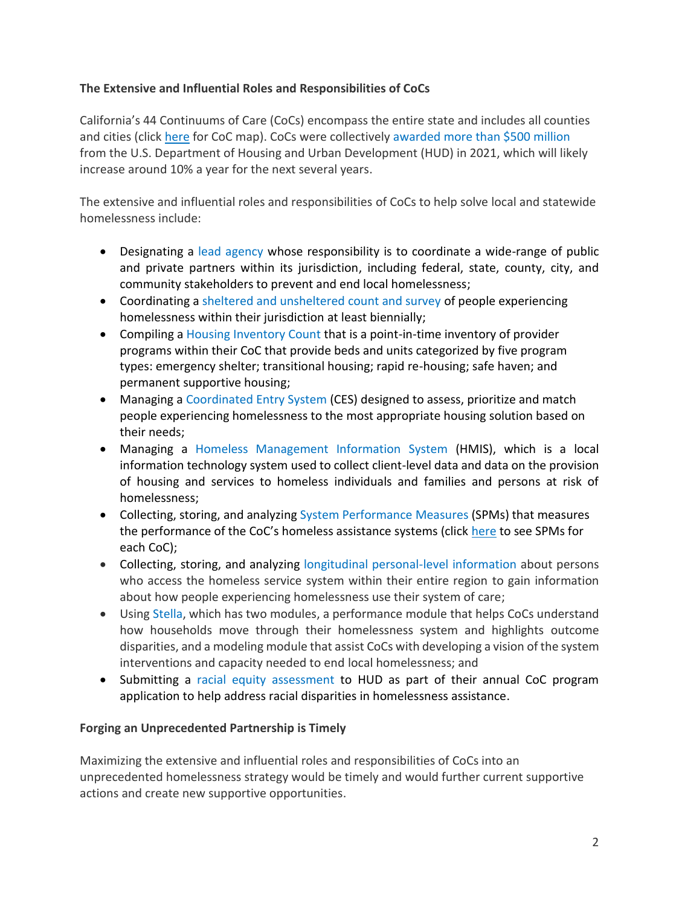**The Extensive and Influential Roles and Responsibilities of CoCs**

California's 44 Continuums of Care (CoCs) encompass the entire state and includes all counties and cities (click here for CoC map). CoCs were collectively awarded more than $500 million from the U.S. Department of Housing and Urban Development (HUD) in 2021, which will likely increase around 10% a year for the next several years.

The extensive and influential roles and responsibilities of CoCs to help solve local and statewide homelessness include:

- Designating a lead agency whose responsibility is to coordinate a wide-range of public and private partners within its jurisdiction, including federal, state, county, city, and community stakeholders to prevent and end local homelessness;
- Coordinating a sheltered and unsheltered count and survey of people experiencing homelessness within their jurisdiction at least biennially;
- Compiling a Housing Inventory Count that is a point-in-time inventory of provider programs within their CoC that provide beds and units categorized by five program types: emergency shelter; transitional housing; rapid re-housing; safe haven; and permanent supportive housing;
- Managing a Coordinated Entry System (CES) designed to assess, prioritize and match people experiencing homelessness to the most appropriate housing solution based on their needs;
- Managing a Homeless Management Information System (HMIS), which is a local information technology system used to collect client-level data and data on the provision of housing and services to homeless individuals and families and persons at risk of homelessness;
- Collecting, storing, and analyzing System Performance Measures (SPMs) that measures the performance of the CoC's homeless assistance systems (click here to see SPMs for each CoC);
- Collecting, storing, and analyzing longitudinal personal-level information about persons who access the homeless service system within their entire region to gain information about how people experiencing homelessness use their system of care;
- Using Stella, which has two modules, a performance module that helps CoCs understand how households move through their homelessness system and highlights outcome disparities, and a modeling module that assist CoCs with developing a vision of the system interventions and capacity needed to end local homelessness; and
- Submitting a racial equity assessment to HUD as part of their annual CoC program application to help address racial disparities in homelessness assistance.

**Forging an Unprecedented Partnership is Timely**

Maximizing the extensive and influential roles and responsibilities of CoCs into an unprecedented homelessness strategy would be timely and would further current supportive actions and create new supportive opportunities.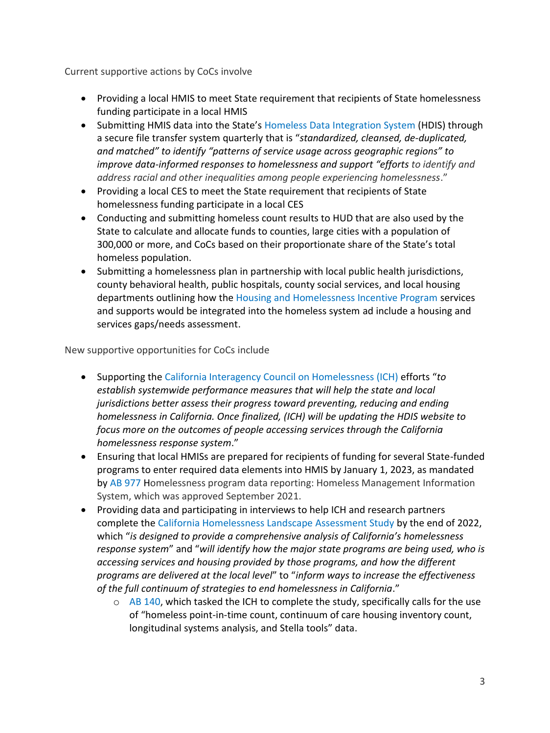Current supportive actions by CoCs involve

- Providing a local HMIS to meet State requirement that recipients of State homelessness funding participate in a local HMIS
- Submitting HMIS data into the State's Homeless Data Integration System (HDIS) through a secure file transfer system quarterly that is "*standardized, cleansed, de-duplicated, and matched" to identify "patterns of service usage across geographic regions" to improve data-informed responses to homelessness and support "efforts to identify and address racial and other inequalities among people experiencing homelessness*."
- Providing a local CES to meet the State requirement that recipients of State homelessness funding participate in a local CES
- Conducting and submitting homeless count results to HUD that are also used by the State to calculate and allocate funds to counties, large cities with a population of 300,000 or more, and CoCs based on their proportionate share of the State's total homeless population.
- Submitting a homelessness plan in partnership with local public health jurisdictions, county behavioral health, public hospitals, county social services, and local housing departments outlining how the Housing and Homelessness Incentive Program services and supports would be integrated into the homeless system ad include a housing and services gaps/needs assessment.

New supportive opportunities for CoCs include

- Supporting the California Interagency Council on Homelessness (ICH) efforts "*to establish systemwide performance measures that will help the state and local jurisdictions better assess their progress toward preventing, reducing and ending homelessness in California. Once finalized, (ICH) will be updating the HDIS website to focus more on the outcomes of people accessing services through the California homelessness response system*."
- Ensuring that local HMISs are prepared for recipients of funding for several State-funded programs to enter required data elements into HMIS by January 1, 2023, as mandated by AB 977 Homelessness program data reporting: Homeless Management Information System, which was approved September 2021.
- Providing data and participating in interviews to help ICH and research partners complete the California Homelessness Landscape Assessment Study by the end of 2022, which "*is designed to provide a comprehensive analysis of California's homelessness response system*" and "*will identify how the major state programs are being used, who is accessing services and housing provided by those programs, and how the different programs are delivered at the local level*" to "*inform ways to increase the effectiveness of the full continuum of strategies to end homelessness in California*."
  - AB 140, which tasked the ICH to complete the study, specifically calls for the use of "homeless point-in-time count, continuum of care housing inventory count, longitudinal systems analysis, and Stella tools" data.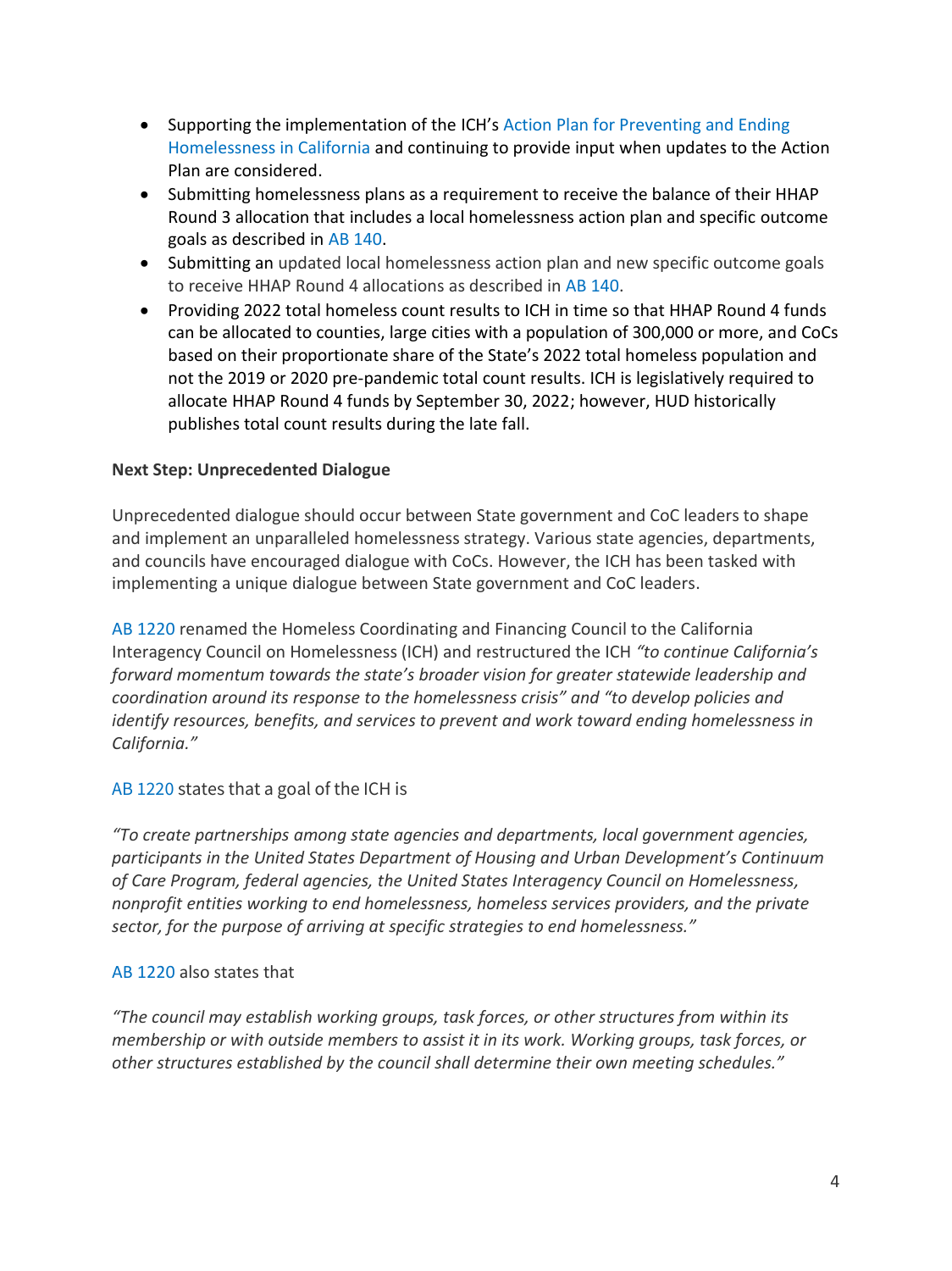- Supporting the implementation of the ICH's Action Plan for Preventing and Ending Homelessness in California and continuing to provide input when updates to the Action Plan are considered.
- Submitting homelessness plans as a requirement to receive the balance of their HHAP Round 3 allocation that includes a local homelessness action plan and specific outcome goals as described in AB 140.
- Submitting an updated local homelessness action plan and new specific outcome goals to receive HHAP Round 4 allocations as described in AB 140.
- Providing 2022 total homeless count results to ICH in time so that HHAP Round 4 funds can be allocated to counties, large cities with a population of 300,000 or more, and CoCs based on their proportionate share of the State's 2022 total homeless population and not the 2019 or 2020 pre-pandemic total count results. ICH is legislatively required to allocate HHAP Round 4 funds by September 30, 2022; however, HUD historically publishes total count results during the late fall.

**Next Step: Unprecedented Dialogue**

Unprecedented dialogue should occur between State government and CoC leaders to shape and implement an unparalleled homelessness strategy. Various state agencies, departments, and councils have encouraged dialogue with CoCs. However, the ICH has been tasked with implementing a unique dialogue between State government and CoC leaders.

AB 1220 renamed the Homeless Coordinating and Financing Council to the California Interagency Council on Homelessness (ICH) and restructured the ICH *"to continue California's forward momentum towards the state's broader vision for greater statewide leadership and coordination around its response to the homelessness crisis" and "to develop policies and identify resources, benefits, and services to prevent and work toward ending homelessness in California."*

AB 1220 states that a goal of the ICH is

*"To create partnerships among state agencies and departments, local government agencies, participants in the United States Department of Housing and Urban Development's Continuum of Care Program, federal agencies, the United States Interagency Council on Homelessness, nonprofit entities working to end homelessness, homeless services providers, and the private sector, for the purpose of arriving at specific strategies to end homelessness."*

AB 1220 also states that

*"The council may establish working groups, task forces, or other structures from within its membership or with outside members to assist it in its work. Working groups, task forces, or other structures established by the council shall determine their own meeting schedules."*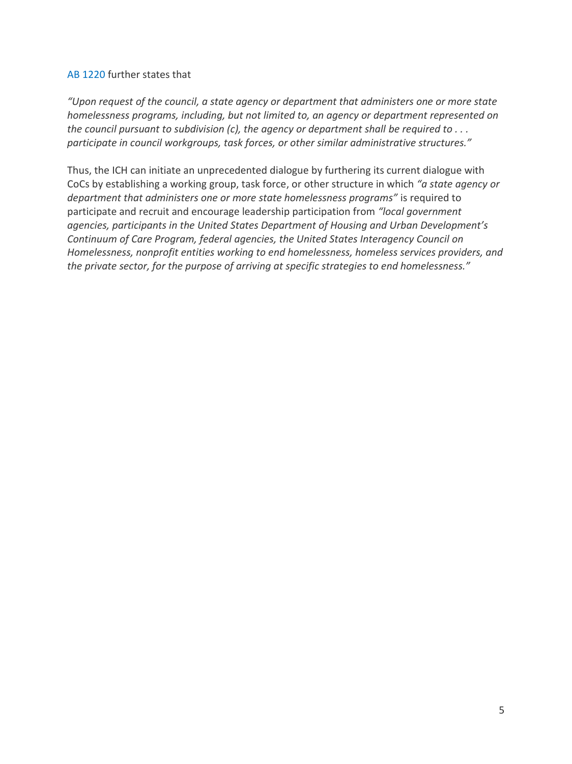AB 1220 further states that

*"Upon request of the council, a state agency or department that administers one or more state homelessness programs, including, but not limited to, an agency or department represented on the council pursuant to subdivision (c), the agency or department shall be required to . . . participate in council workgroups, task forces, or other similar administrative structures."*

Thus, the ICH can initiate an unprecedented dialogue by furthering its current dialogue with CoCs by establishing a working group, task force, or other structure in which *"a state agency or department that administers one or more state homelessness programs"* is required to participate and recruit and encourage leadership participation from *"local government agencies, participants in the United States Department of Housing and Urban Development's Continuum of Care Program, federal agencies, the United States Interagency Council on Homelessness, nonprofit entities working to end homelessness, homeless services providers, and the private sector, for the purpose of arriving at specific strategies to end homelessness."*